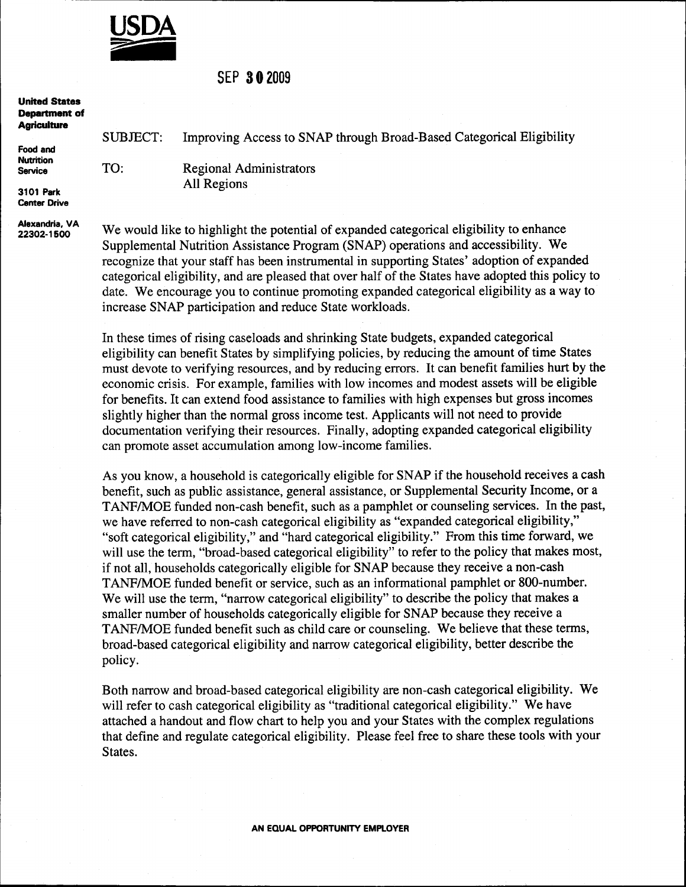USDA

SEP 30 2009

**United States Department of Agriculture**

**Food and Nutrition Service**

**3101 Park Center Drive**

**Alexandria, VA 22302-1500**

SUBJECT: Improving Access to SNAP through Broad-Based Categorical Eligibility

TO: Regional Administrators
All Regions

We would like to highlight the potential of expanded categorical eligibility to enhance Supplemental Nutrition Assistance Program (SNAP) operations and accessibility. We recognize that your staff has been instrumental in supporting States' adoption of expanded categorical eligibility, and are pleased that over half of the States have adopted this policy to date. We encourage you to continue promoting expanded categorical eligibility as a way to increase SNAP participation and reduce State workloads.

In these times of rising caseloads and shrinking State budgets, expanded categorical eligibility can benefit States by simplifying policies, by reducing the amount of time States must devote to verifying resources, and by reducing errors. It can benefit families hurt by the economic crisis. For example, families with low incomes and modest assets will be eligible for benefits. It can extend food assistance to families with high expenses but gross incomes slightly higher than the normal gross income test. Applicants will not need to provide documentation verifying their resources. Finally, adopting expanded categorical eligibility can promote asset accumulation among low-income families.

As you know, a household is categorically eligible for SNAP if the household receives a cash benefit, such as public assistance, general assistance, or Supplemental Security Income, or a TANF/MOE funded non-cash benefit, such as a pamphlet or counseling services. In the past, we have referred to non-cash categorical eligibility as "expanded categorical eligibility," "soft categorical eligibility," and "hard categorical eligibility." From this time forward, we will use the term, "broad-based categorical eligibility" to refer to the policy that makes most, if not all, households categorically eligible for SNAP because they receive a non-cash TANF/MOE funded benefit or service, such as an informational pamphlet or 800-number. We will use the term, "narrow categorical eligibility" to describe the policy that makes a smaller number of households categorically eligible for SNAP because they receive a TANF/MOE funded benefit such as child care or counseling. We believe that these terms, broad-based categorical eligibility and narrow categorical eligibility, better describe the policy.

Both narrow and broad-based categorical eligibility are non-cash categorical eligibility. We will refer to cash categorical eligibility as "traditional categorical eligibility." We have attached a handout and flow chart to help you and your States with the complex regulations that define and regulate categorical eligibility. Please feel free to share these tools with your States.

AN EQUAL OPPORTUNITY EMPLOYER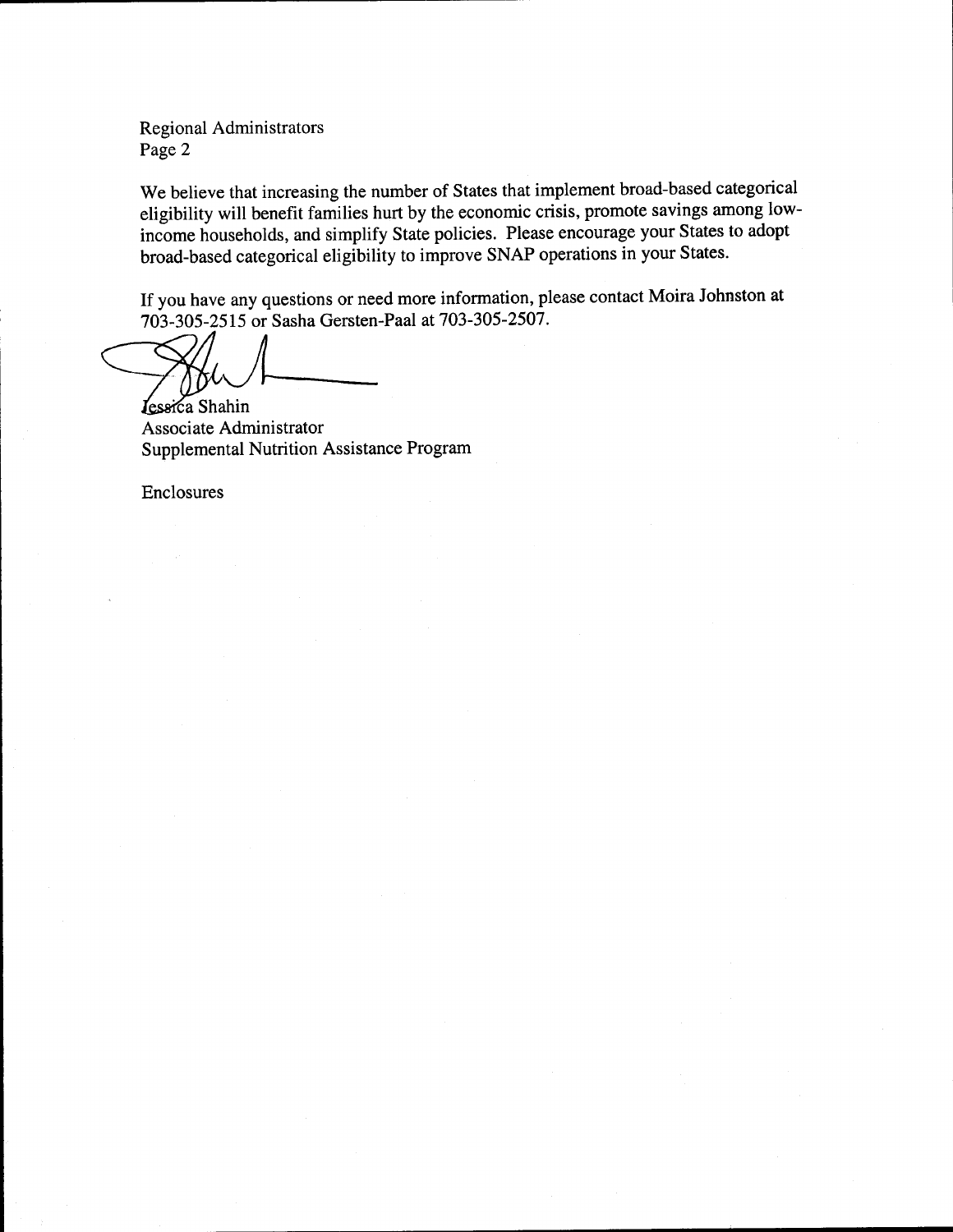We believe that increasing the number of States that implement broad-based categorical eligibility will benefit families hurt by the economic crisis, promote savings among low-income households, and simplify State policies. Please encourage your States to adopt broad-based categorical eligibility to improve SNAP operations in your States.

If you have any questions or need more information, please contact Moira Johnston at 703-305-2515 or Sasha Gersten-Paal at 703-305-2507.

Jessica Shahin
Associate Administrator
Supplemental Nutrition Assistance Program

Enclosures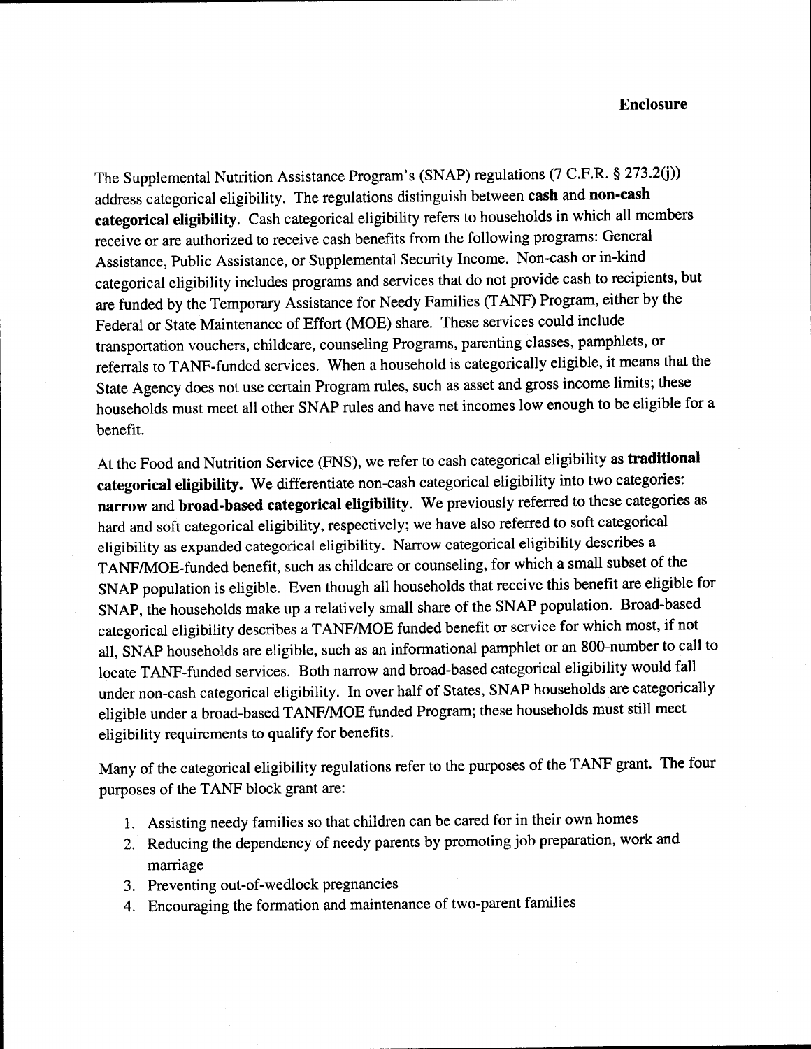**Enclosure**

The Supplemental Nutrition Assistance Program's (SNAP) regulations (7 C.F.R. § 273.2(j)) address categorical eligibility. The regulations distinguish between **cash** and **non-cash categorical eligibility**. Cash categorical eligibility refers to households in which all members receive or are authorized to receive cash benefits from the following programs: General Assistance, Public Assistance, or Supplemental Security Income. Non-cash or in-kind categorical eligibility includes programs and services that do not provide cash to recipients, but are funded by the Temporary Assistance for Needy Families (TANF) Program, either by the Federal or State Maintenance of Effort (MOE) share. These services could include transportation vouchers, childcare, counseling Programs, parenting classes, pamphlets, or referrals to TANF-funded services. When a household is categorically eligible, it means that the State Agency does not use certain Program rules, such as asset and gross income limits; these households must meet all other SNAP rules and have net incomes low enough to be eligible for a benefit.

At the Food and Nutrition Service (FNS), we refer to cash categorical eligibility as **traditional categorical eligibility.** We differentiate non-cash categorical eligibility into two categories: **narrow** and **broad-based categorical eligibility**. We previously referred to these categories as hard and soft categorical eligibility, respectively; we have also referred to soft categorical eligibility as expanded categorical eligibility. Narrow categorical eligibility describes a TANF/MOE-funded benefit, such as childcare or counseling, for which a small subset of the SNAP population is eligible. Even though all households that receive this benefit are eligible for SNAP, the households make up a relatively small share of the SNAP population. Broad-based categorical eligibility describes a TANF/MOE funded benefit or service for which most, if not all, SNAP households are eligible, such as an informational pamphlet or an 800-number to call to locate TANF-funded services. Both narrow and broad-based categorical eligibility would fall under non-cash categorical eligibility. In over half of States, SNAP households are categorically eligible under a broad-based TANF/MOE funded Program; these households must still meet eligibility requirements to qualify for benefits.

Many of the categorical eligibility regulations refer to the purposes of the TANF grant. The four purposes of the TANF block grant are:

1. Assisting needy families so that children can be cared for in their own homes
2. Reducing the dependency of needy parents by promoting job preparation, work and marriage
3. Preventing out-of-wedlock pregnancies
4. Encouraging the formation and maintenance of two-parent families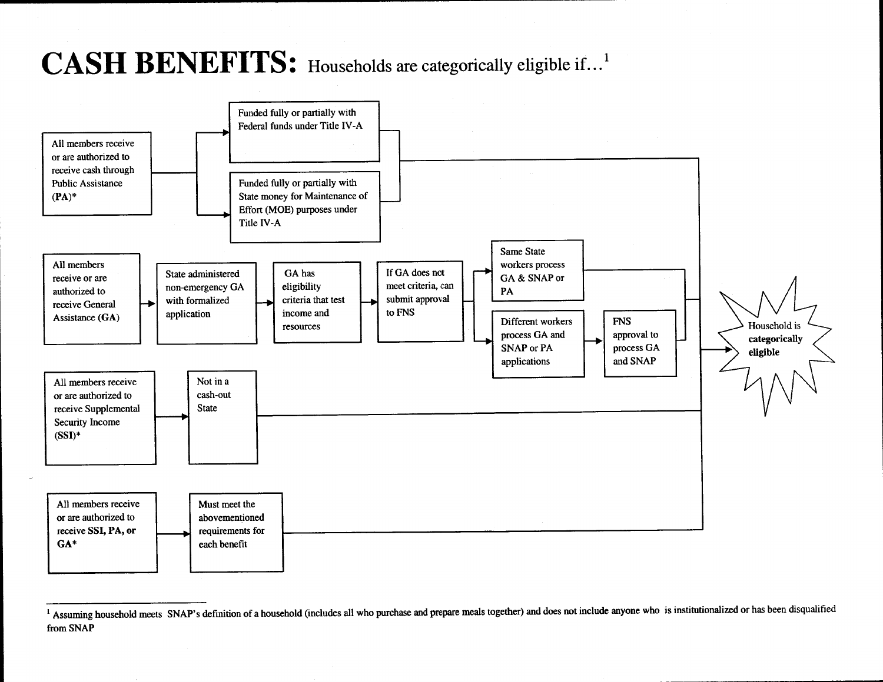# CASH BENEFITS: Households are categorically eligible if…[1]

All members receive or are authorized to receive cash through Public Assistance (PA)*

- Funded fully or partially with Federal funds under Title IV-A
- Funded fully or partially with State money for Maintenance of Effort (MOE) purposes under Title IV-A

→ Household is **categorically eligible**

All members receive or are authorized to receive General Assistance (GA) → State administered non-emergency GA with formalized application → GA has eligibility criteria that test income and resources → If GA does not meet criteria, can submit approval to FNS

- Same State workers process GA & SNAP or PA
- Different workers process GA and SNAP or PA applications → FNS approval to process GA and SNAP

→ Household is **categorically eligible**

All members receive or are authorized to receive Supplemental Security Income (SSI)* → Not in a cash-out State → Household is **categorically eligible**

All members receive or are authorized to receive **SSI, PA, or GA*** → Must meet the abovementioned requirements for each benefit → Household is **categorically eligible**

[1] Assuming household meets SNAP's definition of a household (includes all who purchase and prepare meals together) and does not include anyone who is institutionalized or has been disqualified from SNAP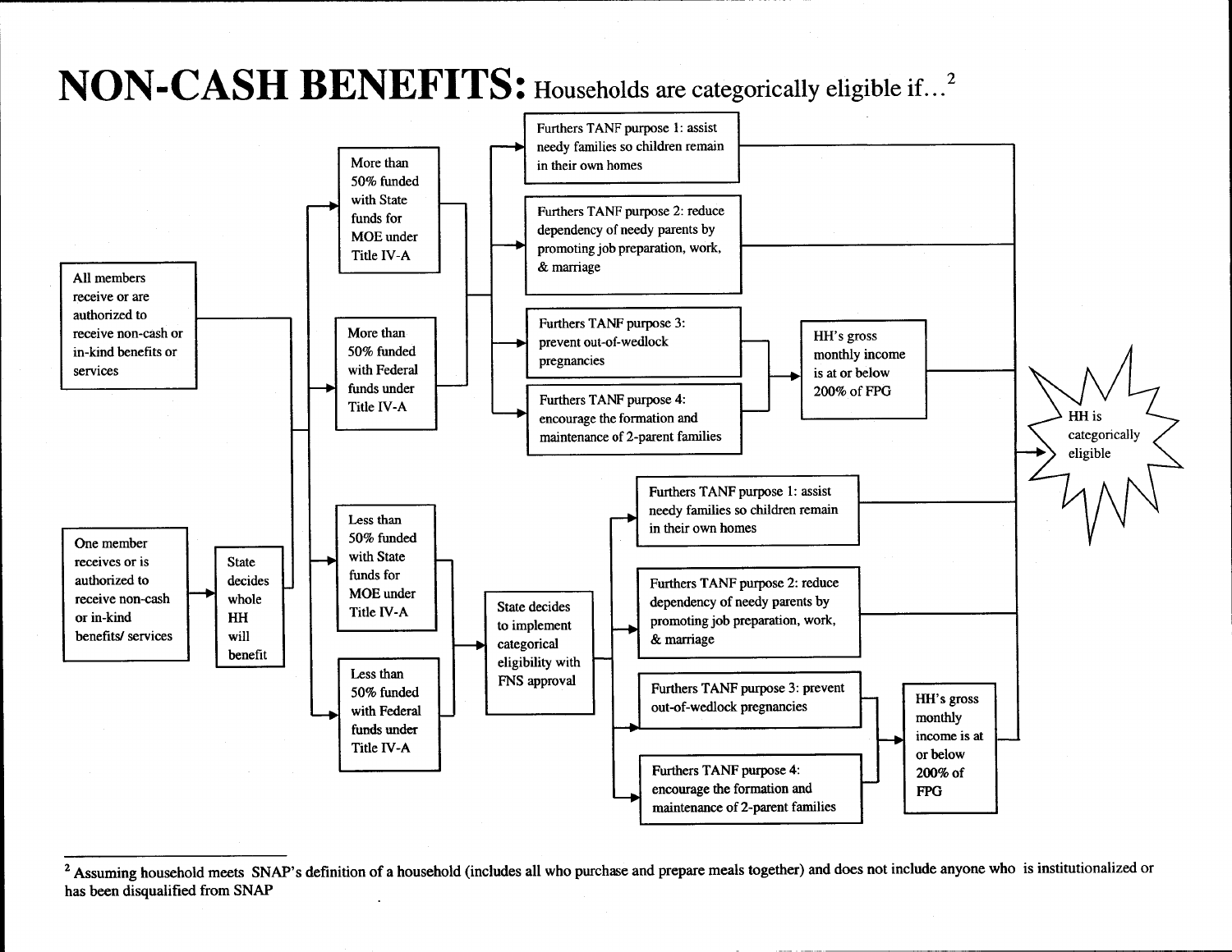# NON-CASH BENEFITS: Households are categorically eligible if...[2]

All members receive or are authorized to receive non-cash or in-kind benefits or services

One member receives or is authorized to receive non-cash or in-kind benefits/ services → State decides whole HH will benefit

**Paths:**

- More than 50% funded with State funds for MOE under Title IV-A
- More than 50% funded with Federal funds under Title IV-A
  - Furthers TANF purpose 1: assist needy families so children remain in their own homes → HH is categorically eligible
  - Furthers TANF purpose 2: reduce dependency of needy parents by promoting job preparation, work, & marriage → HH is categorically eligible
  - Furthers TANF purpose 3: prevent out-of-wedlock pregnancies → HH's gross monthly income is at or below 200% of FPG → HH is categorically eligible
  - Furthers TANF purpose 4: encourage the formation and maintenance of 2-parent families → HH's gross monthly income is at or below 200% of FPG → HH is categorically eligible

- Less than 50% funded with State funds for MOE under Title IV-A
- Less than 50% funded with Federal funds under Title IV-A
  - → State decides to implement categorical eligibility with FNS approval
    - Furthers TANF purpose 1: assist needy families so children remain in their own homes → HH is categorically eligible
    - Furthers TANF purpose 2: reduce dependency of needy parents by promoting job preparation, work, & marriage → HH is categorically eligible
    - Furthers TANF purpose 3: prevent out-of-wedlock pregnancies → HH's gross monthly income is at or below 200% of FPG → HH is categorically eligible
    - Furthers TANF purpose 4: encourage the formation and maintenance of 2-parent families → HH's gross monthly income is at or below 200% of FPG → HH is categorically eligible

---

[2] Assuming household meets SNAP's definition of a household (includes all who purchase and prepare meals together) and does not include anyone who is institutionalized or has been disqualified from SNAP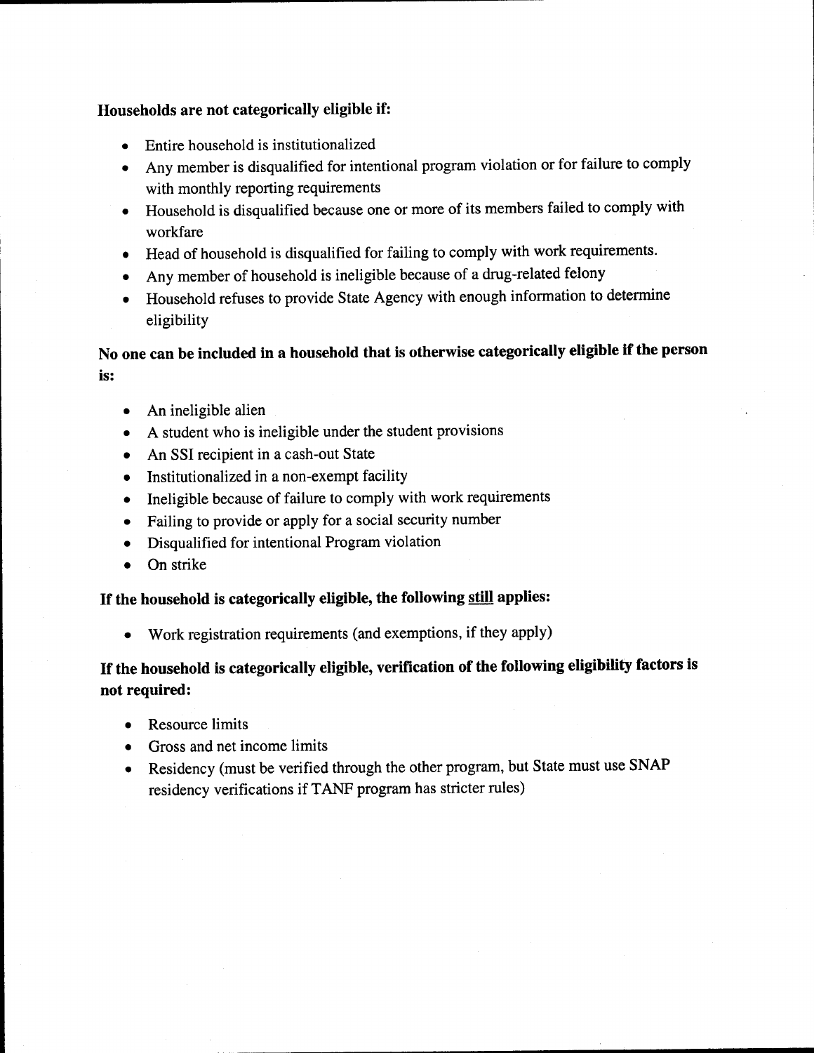**Households are not categorically eligible if:**

- Entire household is institutionalized
- Any member is disqualified for intentional program violation or for failure to comply with monthly reporting requirements
- Household is disqualified because one or more of its members failed to comply with workfare
- Head of household is disqualified for failing to comply with work requirements.
- Any member of household is ineligible because of a drug-related felony
- Household refuses to provide State Agency with enough information to determine eligibility

**No one can be included in a household that is otherwise categorically eligible if the person is:**

- An ineligible alien
- A student who is ineligible under the student provisions
- An SSI recipient in a cash-out State
- Institutionalized in a non-exempt facility
- Ineligible because of failure to comply with work requirements
- Failing to provide or apply for a social security number
- Disqualified for intentional Program violation
- On strike

**If the household is categorically eligible, the following <u>still</u> applies:**

- Work registration requirements (and exemptions, if they apply)

**If the household is categorically eligible, verification of the following eligibility factors is not required:**

- Resource limits
- Gross and net income limits
- Residency (must be verified through the other program, but State must use SNAP residency verifications if TANF program has stricter rules)